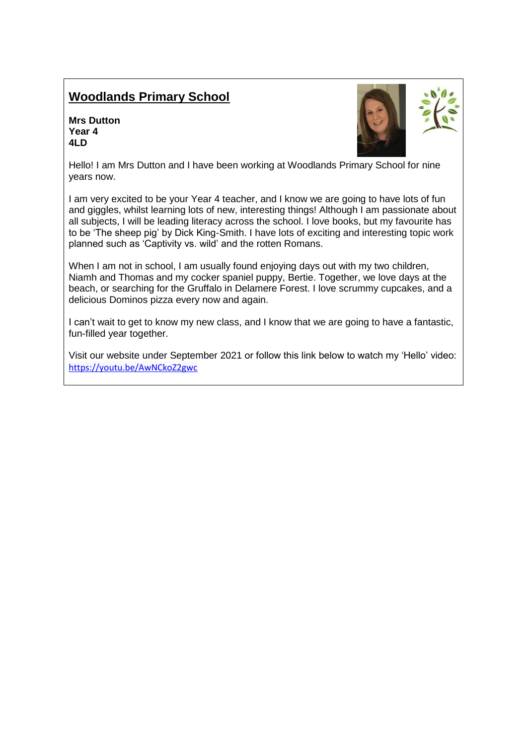# Woodlands Primary School

**Mrs Dutton**
**Year 4**
**4LD**

Hello! I am Mrs Dutton and I have been working at Woodlands Primary School for nine years now.

I am very excited to be your Year 4 teacher, and I know we are going to have lots of fun and giggles, whilst learning lots of new, interesting things! Although I am passionate about all subjects, I will be leading literacy across the school. I love books, but my favourite has to be 'The sheep pig' by Dick King-Smith. I have lots of exciting and interesting topic work planned such as 'Captivity vs. wild' and the rotten Romans.

When I am not in school, I am usually found enjoying days out with my two children, Niamh and Thomas and my cocker spaniel puppy, Bertie. Together, we love days at the beach, or searching for the Gruffalo in Delamere Forest. I love scrummy cupcakes, and a delicious Dominos pizza every now and again.

I can't wait to get to know my new class, and I know that we are going to have a fantastic, fun-filled year together.

Visit our website under September 2021 or follow this link below to watch my 'Hello' video: https://youtu.be/AwNCkoZ2gwc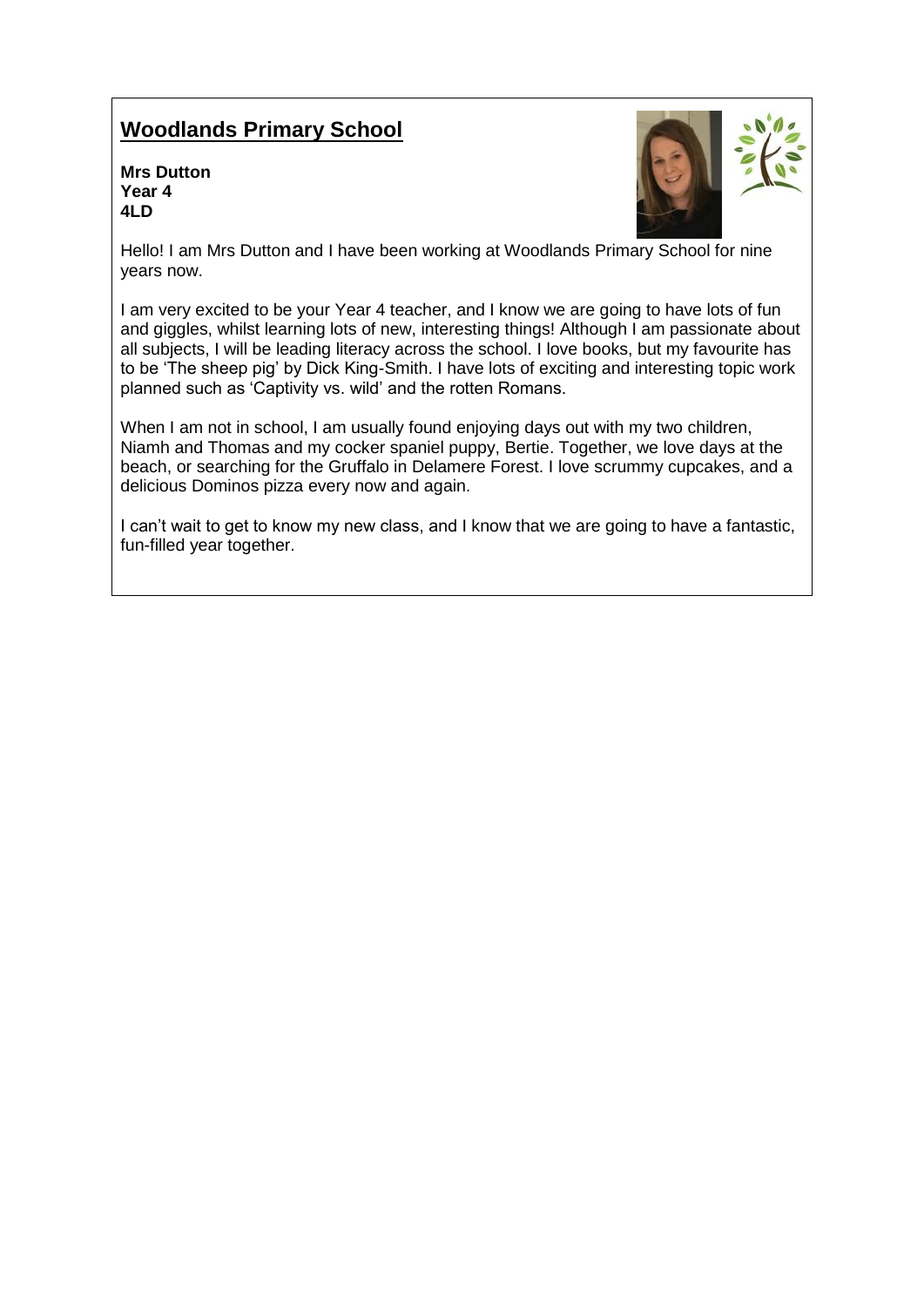## Woodlands Primary School

**Mrs Dutton**
**Year 4**
**4LD**

Hello! I am Mrs Dutton and I have been working at Woodlands Primary School for nine years now.

I am very excited to be your Year 4 teacher, and I know we are going to have lots of fun and giggles, whilst learning lots of new, interesting things! Although I am passionate about all subjects, I will be leading literacy across the school. I love books, but my favourite has to be 'The sheep pig' by Dick King-Smith. I have lots of exciting and interesting topic work planned such as 'Captivity vs. wild' and the rotten Romans.

When I am not in school, I am usually found enjoying days out with my two children, Niamh and Thomas and my cocker spaniel puppy, Bertie. Together, we love days at the beach, or searching for the Gruffalo in Delamere Forest. I love scrummy cupcakes, and a delicious Dominos pizza every now and again.

I can't wait to get to know my new class, and I know that we are going to have a fantastic, fun-filled year together.